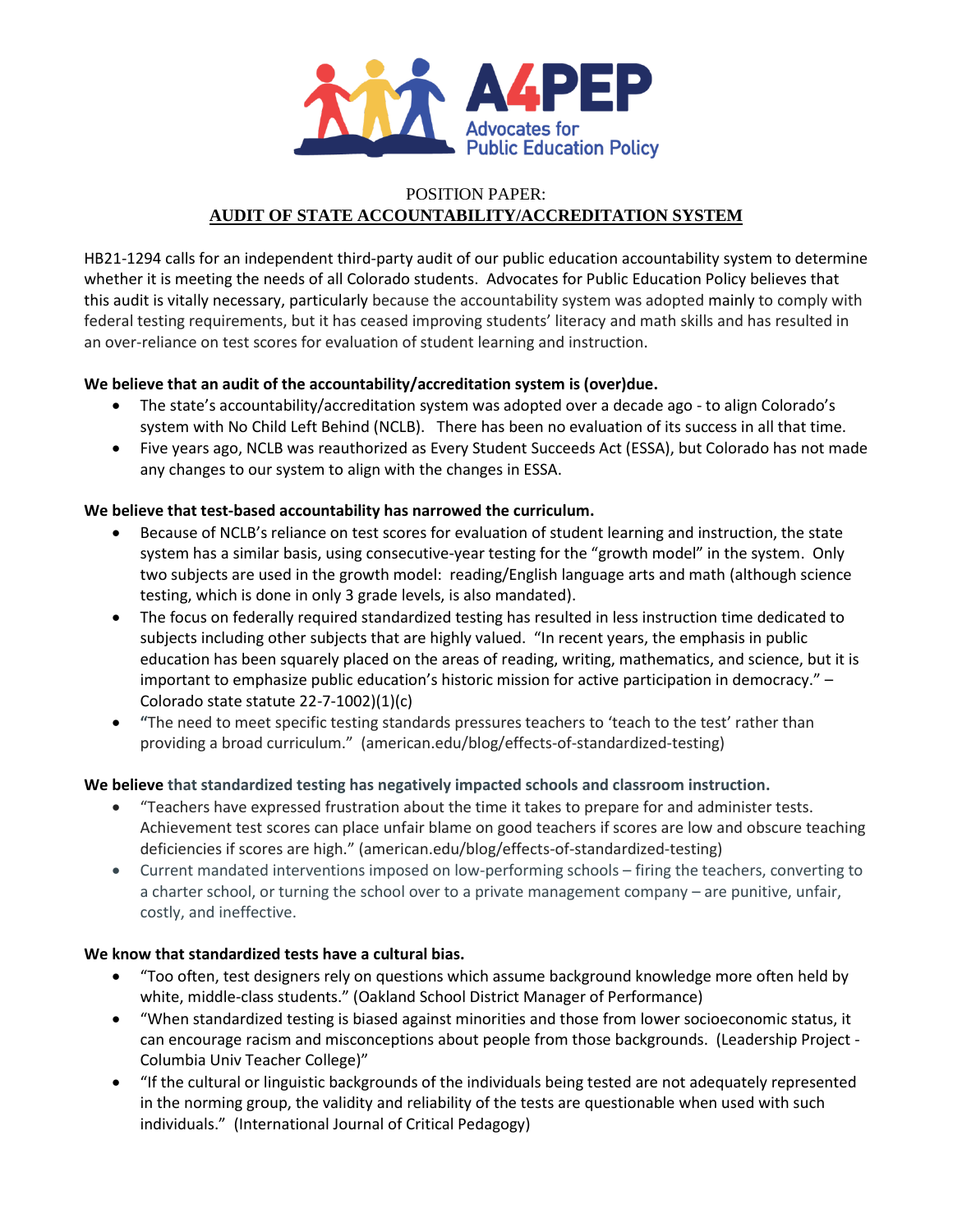A4PEP
Advocates for Public Education Policy

# POSITION PAPER:
## AUDIT OF STATE ACCOUNTABILITY/ACCREDITATION SYSTEM

HB21-1294 calls for an independent third-party audit of our public education accountability system to determine whether it is meeting the needs of all Colorado students. Advocates for Public Education Policy believes that this audit is vitally necessary, particularly because the accountability system was adopted mainly to comply with federal testing requirements, but it has ceased improving students' literacy and math skills and has resulted in an over-reliance on test scores for evaluation of student learning and instruction.

**We believe that an audit of the accountability/accreditation system is (over)due.**

- The state's accountability/accreditation system was adopted over a decade ago - to align Colorado's system with No Child Left Behind (NCLB). There has been no evaluation of its success in all that time.
- Five years ago, NCLB was reauthorized as Every Student Succeeds Act (ESSA), but Colorado has not made any changes to our system to align with the changes in ESSA.

**We believe that test-based accountability has narrowed the curriculum.**

- Because of NCLB's reliance on test scores for evaluation of student learning and instruction, the state system has a similar basis, using consecutive-year testing for the "growth model" in the system. Only two subjects are used in the growth model: reading/English language arts and math (although science testing, which is done in only 3 grade levels, is also mandated).
- The focus on federally required standardized testing has resulted in less instruction time dedicated to subjects including other subjects that are highly valued. "In recent years, the emphasis in public education has been squarely placed on the areas of reading, writing, mathematics, and science, but it is important to emphasize public education's historic mission for active participation in democracy." – Colorado state statute 22-7-1002)(1)(c)
- "The need to meet specific testing standards pressures teachers to 'teach to the test' rather than providing a broad curriculum." (american.edu/blog/effects-of-standardized-testing)

**We believe that standardized testing has negatively impacted schools and classroom instruction.**

- "Teachers have expressed frustration about the time it takes to prepare for and administer tests. Achievement test scores can place unfair blame on good teachers if scores are low and obscure teaching deficiencies if scores are high." (american.edu/blog/effects-of-standardized-testing)
- Current mandated interventions imposed on low-performing schools – firing the teachers, converting to a charter school, or turning the school over to a private management company – are punitive, unfair, costly, and ineffective.

**We know that standardized tests have a cultural bias.**

- "Too often, test designers rely on questions which assume background knowledge more often held by white, middle-class students." (Oakland School District Manager of Performance)
- "When standardized testing is biased against minorities and those from lower socioeconomic status, it can encourage racism and misconceptions about people from those backgrounds. (Leadership Project - Columbia Univ Teacher College)"
- "If the cultural or linguistic backgrounds of the individuals being tested are not adequately represented in the norming group, the validity and reliability of the tests are questionable when used with such individuals." (International Journal of Critical Pedagogy)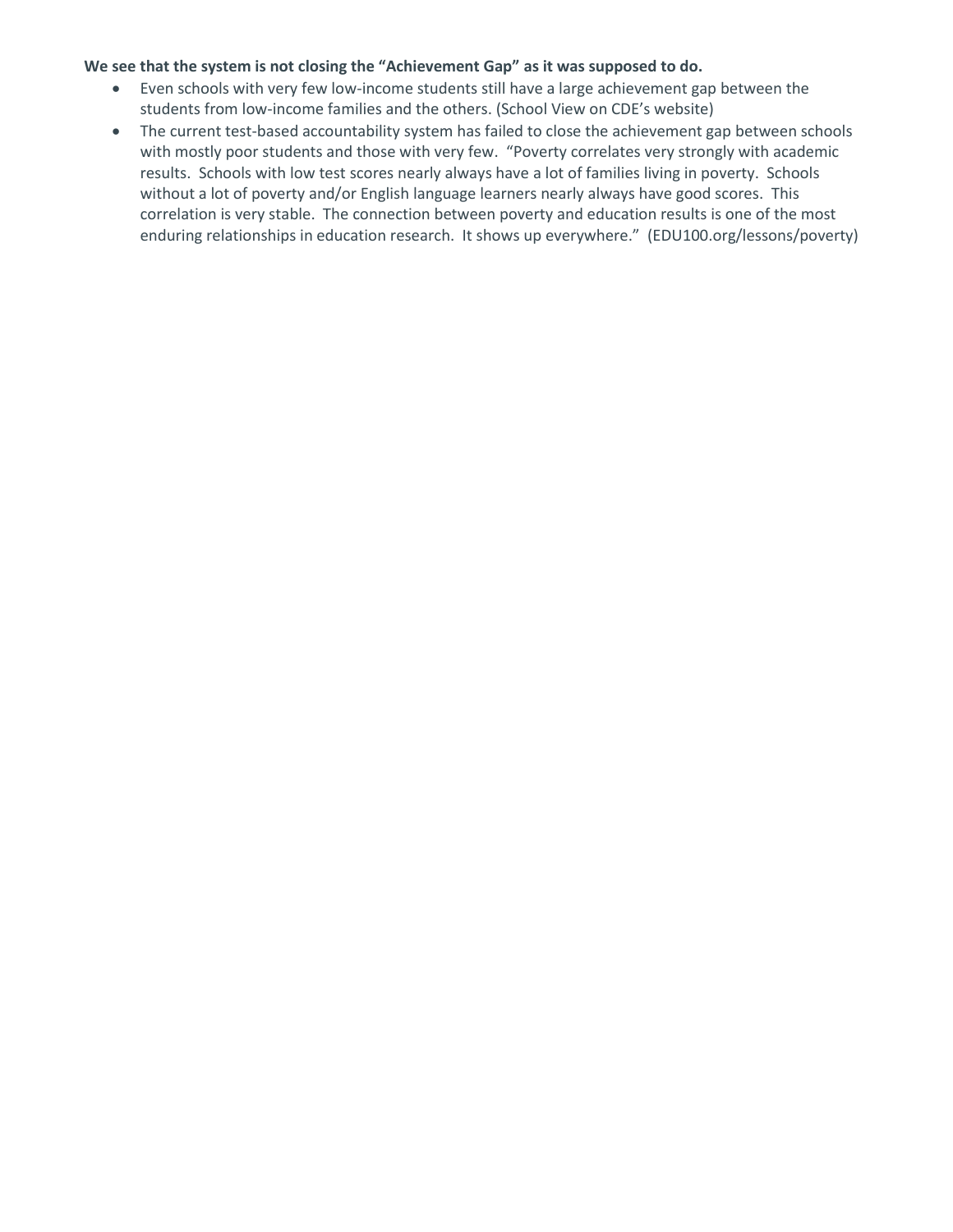**We see that the system is not closing the "Achievement Gap" as it was supposed to do.**

- Even schools with very few low-income students still have a large achievement gap between the students from low-income families and the others. (School View on CDE's website)
- The current test-based accountability system has failed to close the achievement gap between schools with mostly poor students and those with very few. "Poverty correlates very strongly with academic results. Schools with low test scores nearly always have a lot of families living in poverty. Schools without a lot of poverty and/or English language learners nearly always have good scores. This correlation is very stable. The connection between poverty and education results is one of the most enduring relationships in education research. It shows up everywhere." (EDU100.org/lessons/poverty)